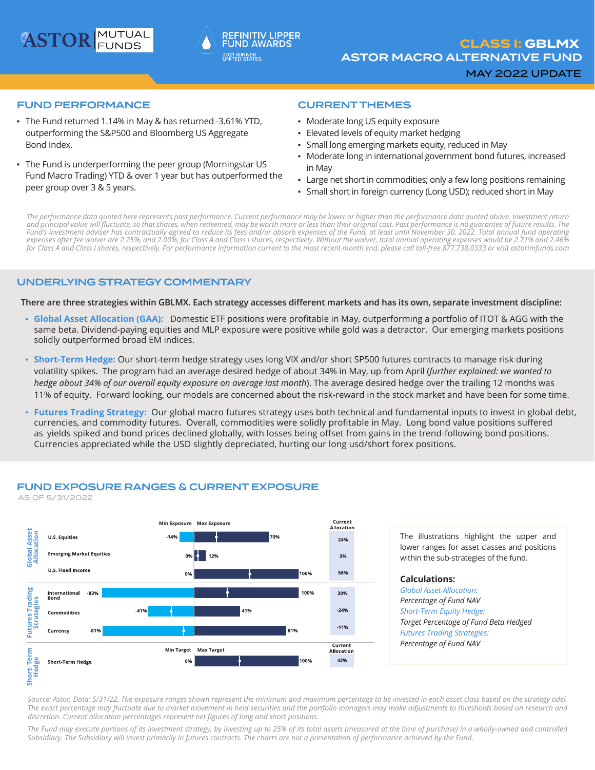ASTOR MUTUAL FUNDS

REFINITIV LIPPER FUND AWARDS 2021 WINNER UNITED STATES

# CLASS I: GBLMX
# ASTOR MACRO ALTERNATIVE FUND
## MAY 2022 UPDATE

## FUND PERFORMANCE

- The Fund returned 1.14% in May & has returned -3.61% YTD, outperforming the S&P500 and Bloomberg US Aggregate Bond Index.
- The Fund is underperforming the peer group (Morningstar US Fund Macro Trading) YTD & over 1 year but has outperformed the peer group over 3 & 5 years.

## CURRENT THEMES

- Moderate long US equity exposure
- Elevated levels of equity market hedging
- Small long emerging markets equity, reduced in May
- Moderate long in international government bond futures, increased in May
- Large net short in commodities; only a few long positions remaining
- Small short in foreign currency (Long USD); reduced short in May

*The performance data quoted here represents past performance. Current performance may be lower or higher than the performance data quoted above. Investment return and principal value will fluctuate, so that shares, when redeemed, may be worth more or less than their original cost. Past performance is no guarantee of future results. The Fund's investment adviser has contractually agreed to reduce its fees and/or absorb expenses of the Fund, at least until November 30, 2022. Total annual fund operating expenses after fee waiver are 2.25%, and 2.00%, for Class A and Class I shares, respectively. Without the waiver, total annual operating expenses would be 2.71% and 2.46% for Class A and Class I shares, respectively. For performance information current to the most recent month end, please call toll-free 877.738.0333 or visit astorimfunds.com*

## UNDERLYING STRATEGY COMMENTARY

**There are three strategies within GBLMX. Each strategy accesses different markets and has its own, separate investment discipline:**

- **Global Asset Allocation (GAA):** Domestic ETF positions were profitable in May, outperforming a portfolio of ITOT & AGG with the same beta. Dividend-paying equities and MLP exposure were positive while gold was a detractor. Our emerging markets positions solidly outperformed broad EM indices.
- **Short-Term Hedge:** Our short-term hedge strategy uses long VIX and/or short SP500 futures contracts to manage risk during volatility spikes. The program had an average desired hedge of about 34% in May, up from April (*further explained: we wanted to hedge about 34% of our overall equity exposure on average last month*). The average desired hedge over the trailing 12 months was 11% of equity. Forward looking, our models are concerned about the risk-reward in the stock market and have been for some time.
- **Futures Trading Strategy:** Our global macro futures strategy uses both technical and fundamental inputs to invest in global debt, currencies, and commodity futures. Overall, commodities were solidly profitable in May. Long bond value positions suffered as yields spiked and bond prices declined globally, with losses being offset from gains in the trend-following bond positions. Currencies appreciated while the USD slightly depreciated, hurting our long usd/short forex positions.

## FUND EXPOSURE RANGES & CURRENT EXPOSURE

AS OF 5/31/2022

| Strategy | Position | Min Exposure | Max Exposure | Current Allocation |
|---|---|---|---|---|
| Global Asset Allocation | U.S. Equities | -14% | 70% | 24% |
| | Emerging Market Equities | 0% | 12% | 3% |
| | U.S. Fixed Income | 0% | 100% | 56% |
| Futures Trading Strategies | International Bond | -83% | 100% | 30% |
| | Commodities | -41% | 41% | -24% |
| | Currency | -81% | 81% | -11% |
| | | **Min Target** | **Max Target** | **Current Allocation** |
| Short-Term Hedge | Short-Term Hedge | 0% | 100% | 42% |

The illustrations highlight the upper and lower ranges for asset classes and positions within the sub-strategies of the fund.

**Calculations:**

*Global Asset Allocation:*
*Percentage of Fund NAV*
*Short-Term Equity Hedge:*
*Target Percentage of Fund Beta Hedged*
*Futures Trading Strategies:*
*Percentage of Fund NAV*

*Source: Astor, Data: 5/31/22. The exposure ranges shown represent the minimum and maximum percentage to be invested in each asset class based on the strategy odel. The exact percentage may fluctuate due to market movement in held securities and the portfolio managers may make adjustments to thresholds based on research and discretion. Current allocation percentages represent net figures of long and short positions.*

*The Fund may execute portions of its investment strategy, by investing up to 25% of its total assets (measured at the time of purchase) in a wholly-owned and controlled Subsidiary. The Subsidiary will invest primarily in futures contracts. The charts are not a presentation of performance achieved by the Fund.*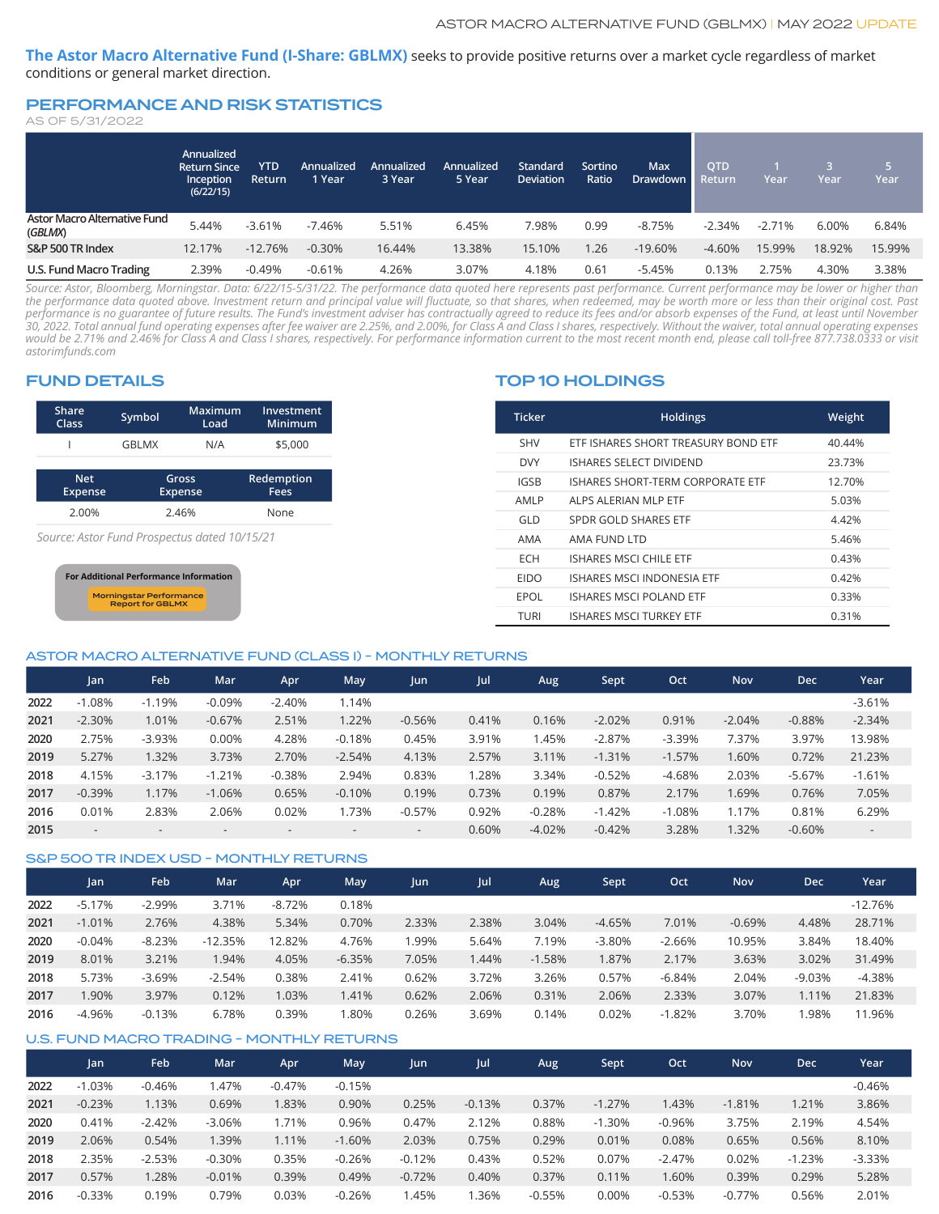**The Astor Macro Alternative Fund (I-Share: GBLMX)** seeks to provide positive returns over a market cycle regardless of market conditions or general market direction.

## PERFORMANCE AND RISK STATISTICS

AS OF 5/31/2022

| | Annualized Return Since Inception (6/22/15) | YTD Return | Annualized 1 Year | Annualized 3 Year | Annualized 5 Year | Standard Deviation | Sortino Ratio | Max Drawdown | QTD Return | 1 Year | 3 Year | 5 Year |
|---|---|---|---|---|---|---|---|---|---|---|---|---|
| Astor Macro Alternative Fund (*GBLMX*) | 5.44% | -3.61% | -7.46% | 5.51% | 6.45% | 7.98% | 0.99 | -8.75% | -2.34% | -2.71% | 6.00% | 6.84% |
| S&P 500 TR Index | 12.17% | -12.76% | -0.30% | 16.44% | 13.38% | 15.10% | 1.26 | -19.60% | -4.60% | 15.99% | 18.92% | 15.99% |
| U.S. Fund Macro Trading | 2.39% | -0.49% | -0.61% | 4.26% | 3.07% | 4.18% | 0.61 | -5.45% | 0.13% | 2.75% | 4.30% | 3.38% |

*Source: Astor, Bloomberg, Morningstar. Data: 6/22/15-5/31/22. The performance data quoted here represents past performance. Current performance may be lower or higher than the performance data quoted above. Investment return and principal value will fluctuate, so that shares, when redeemed, may be worth more or less than their original cost. Past performance is no guarantee of future results. The Fund's investment adviser has contractually agreed to reduce its fees and/or absorb expenses of the Fund, at least until November 30, 2022. Total annual fund operating expenses after fee waiver are 2.25%, and 2.00%, for Class A and Class I shares, respectively. Without the waiver, total annual operating expenses would be 2.71% and 2.46% for Class A and Class I shares, respectively. For performance information current to the most recent month end, please call toll-free 877.738.0333 or visit astorimfunds.com*

## FUND DETAILS

| Share Class | Symbol | Maximum Load | Investment Minimum |
|---|---|---|---|
| I | GBLMX | N/A | $5,000 |

| Net Expense | Gross Expense | Redemption Fees |
|---|---|---|
| 2.00% | 2.46% | None |

*Source: Astor Fund Prospectus dated 10/15/21*

For Additional Performance Information

Morningstar Performance Report for GBLMX

## TOP 10 HOLDINGS

| Ticker | Holdings | Weight |
|---|---|---|
| SHV | ETF ISHARES SHORT TREASURY BOND ETF | 40.44% |
| DVY | ISHARES SELECT DIVIDEND | 23.73% |
| IGSB | ISHARES SHORT-TERM CORPORATE ETF | 12.70% |
| AMLP | ALPS ALERIAN MLP ETF | 5.03% |
| GLD | SPDR GOLD SHARES ETF | 4.42% |
| AMA | AMA FUND LTD | 5.46% |
| ECH | ISHARES MSCI CHILE ETF | 0.43% |
| EIDO | ISHARES MSCI INDONESIA ETF | 0.42% |
| EPOL | ISHARES MSCI POLAND ETF | 0.33% |
| TURI | ISHARES MSCI TURKEY ETF | 0.31% |

## ASTOR MACRO ALTERNATIVE FUND (CLASS I) - MONTHLY RETURNS

| | Jan | Feb | Mar | Apr | May | Jun | Jul | Aug | Sept | Oct | Nov | Dec | Year |
|---|---|---|---|---|---|---|---|---|---|---|---|---|---|
| 2022 | -1.08% | -1.19% | -0.09% | -2.40% | 1.14% | | | | | | | | -3.61% |
| 2021 | -2.30% | 1.01% | -0.67% | 2.51% | 1.22% | -0.56% | 0.41% | 0.16% | -2.02% | 0.91% | -2.04% | -0.88% | -2.34% |
| 2020 | 2.75% | -3.93% | 0.00% | 4.28% | -0.18% | 0.45% | 3.91% | 1.45% | -2.87% | -3.39% | 7.37% | 3.97% | 13.98% |
| 2019 | 5.27% | 1.32% | 3.73% | 2.70% | -2.54% | 4.13% | 2.57% | 3.11% | -1.31% | -1.57% | 1.60% | 0.72% | 21.23% |
| 2018 | 4.15% | -3.17% | -1.21% | -0.38% | 2.94% | 0.83% | 1.28% | 3.34% | -0.52% | -4.68% | 2.03% | -5.67% | -1.61% |
| 2017 | -0.39% | 1.17% | -1.06% | 0.65% | -0.10% | 0.19% | 0.73% | 0.19% | 0.87% | 2.17% | 1.69% | 0.76% | 7.05% |
| 2016 | 0.01% | 2.83% | 2.06% | 0.02% | 1.73% | -0.57% | 0.92% | -0.28% | -1.42% | -1.08% | 1.17% | 0.81% | 6.29% |
| 2015 | - | - | - | - | - | - | 0.60% | -4.02% | -0.42% | 3.28% | 1.32% | -0.60% | - |

## S&P 500 TR INDEX USD - MONTHLY RETURNS

| | Jan | Feb | Mar | Apr | May | Jun | Jul | Aug | Sept | Oct | Nov | Dec | Year |
|---|---|---|---|---|---|---|---|---|---|---|---|---|---|
| 2022 | -5.17% | -2.99% | 3.71% | -8.72% | 0.18% | | | | | | | | -12.76% |
| 2021 | -1.01% | 2.76% | 4.38% | 5.34% | 0.70% | 2.33% | 2.38% | 3.04% | -4.65% | 7.01% | -0.69% | 4.48% | 28.71% |
| 2020 | -0.04% | -8.23% | -12.35% | 12.82% | 4.76% | 1.99% | 5.64% | 7.19% | -3.80% | -2.66% | 10.95% | 3.84% | 18.40% |
| 2019 | 8.01% | 3.21% | 1.94% | 4.05% | -6.35% | 7.05% | 1.44% | -1.58% | 1.87% | 2.17% | 3.63% | 3.02% | 31.49% |
| 2018 | 5.73% | -3.69% | -2.54% | 0.38% | 2.41% | 0.62% | 3.72% | 3.26% | 0.57% | -6.84% | 2.04% | -9.03% | -4.38% |
| 2017 | 1.90% | 3.97% | 0.12% | 1.03% | 1.41% | 0.62% | 2.06% | 0.31% | 2.06% | 2.33% | 3.07% | 1.11% | 21.83% |
| 2016 | -4.96% | -0.13% | 6.78% | 0.39% | 1.80% | 0.26% | 3.69% | 0.14% | 0.02% | -1.82% | 3.70% | 1.98% | 11.96% |

## U.S. FUND MACRO TRADING - MONTHLY RETURNS

| | Jan | Feb | Mar | Apr | May | Jun | Jul | Aug | Sept | Oct | Nov | Dec | Year |
|---|---|---|---|---|---|---|---|---|---|---|---|---|---|
| 2022 | -1.03% | -0.46% | 1.47% | -0.47% | -0.15% | | | | | | | | -0.46% |
| 2021 | -0.23% | 1.13% | 0.69% | 1.83% | 0.90% | 0.25% | -0.13% | 0.37% | -1.27% | 1.43% | -1.81% | 1.21% | 3.86% |
| 2020 | 0.41% | -2.42% | -3.06% | 1.71% | 0.96% | 0.47% | 2.12% | 0.88% | -1.30% | -0.96% | 3.75% | 2.19% | 4.54% |
| 2019 | 2.06% | 0.54% | 1.39% | 1.11% | -1.60% | 2.03% | 0.75% | 0.29% | 0.01% | 0.08% | 0.65% | 0.56% | 8.10% |
| 2018 | 2.35% | -2.53% | -0.30% | 0.35% | -0.26% | -0.12% | 0.43% | 0.52% | 0.07% | -2.47% | 0.02% | -1.23% | -3.33% |
| 2017 | 0.57% | 1.28% | -0.01% | 0.39% | 0.49% | -0.72% | 0.40% | 0.37% | 0.11% | 1.60% | 0.39% | 0.29% | 5.28% |
| 2016 | -0.33% | 0.19% | 0.79% | 0.03% | -0.26% | 1.45% | 1.36% | -0.55% | 0.00% | -0.53% | -0.77% | 0.56% | 2.01% |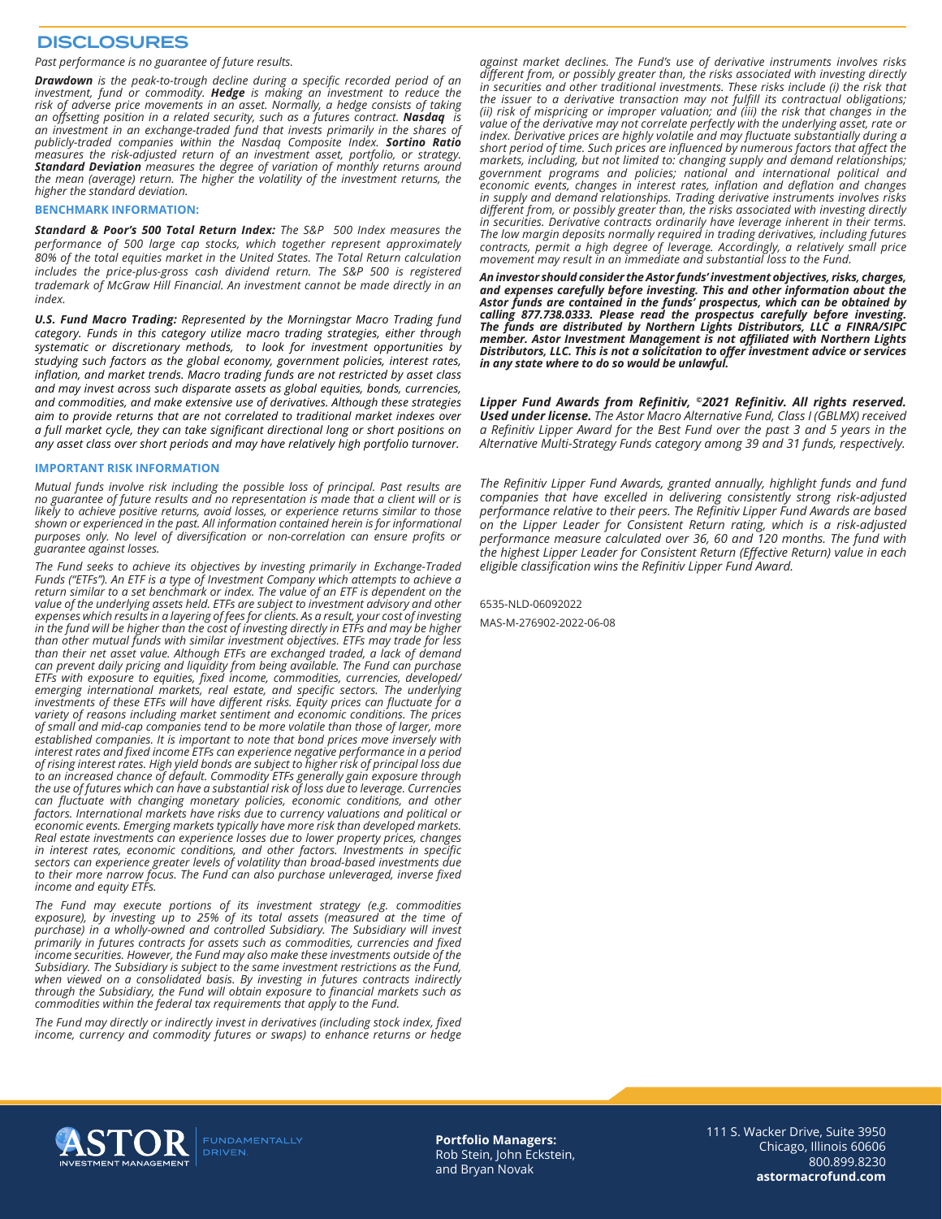# DISCLOSURES

*Past performance is no guarantee of future results.*

***Drawdown*** *is the peak-to-trough decline during a specific recorded period of an investment, fund or commodity.* ***Hedge*** *is making an investment to reduce the risk of adverse price movements in an asset. Normally, a hedge consists of taking an offsetting position in a related security, such as a futures contract.* ***Nasdaq*** *is an investment in an exchange-traded fund that invests primarily in the shares of publicly-traded companies within the Nasdaq Composite Index.* ***Sortino Ratio*** *measures the risk-adjusted return of an investment asset, portfolio, or strategy.* ***Standard Deviation*** *measures the degree of variation of monthly returns around the mean (average) return. The higher the volatility of the investment returns, the higher the standard deviation.*

### BENCHMARK INFORMATION:

***Standard & Poor's 500 Total Return Index:*** *The S&P 500 Index measures the performance of 500 large cap stocks, which together represent approximately 80% of the total equities market in the United States. The Total Return calculation includes the price-plus-gross cash dividend return. The S&P 500 is registered trademark of McGraw Hill Financial. An investment cannot be made directly in an index.*

***U.S. Fund Macro Trading:*** *Represented by the Morningstar Macro Trading fund category. Funds in this category utilize macro trading strategies, either through systematic or discretionary methods, to look for investment opportunities by studying such factors as the global economy, government policies, interest rates, inflation, and market trends. Macro trading funds are not restricted by asset class and may invest across such disparate assets as global equities, bonds, currencies, and commodities, and make extensive use of derivatives. Although these strategies aim to provide returns that are not correlated to traditional market indexes over a full market cycle, they can take significant directional long or short positions on any asset class over short periods and may have relatively high portfolio turnover.*

### IMPORTANT RISK INFORMATION

*Mutual funds involve risk including the possible loss of principal. Past results are no guarantee of future results and no representation is made that a client will or is likely to achieve positive returns, avoid losses, or experience returns similar to those shown or experienced in the past. All information contained herein is for informational purposes only. No level of diversification or non-correlation can ensure profits or guarantee against losses.*

*The Fund seeks to achieve its objectives by investing primarily in Exchange-Traded Funds ("ETFs"). An ETF is a type of Investment Company which attempts to achieve a return similar to a set benchmark or index. The value of an ETF is dependent on the value of the underlying assets held. ETFs are subject to investment advisory and other expenses which results in a layering of fees for clients. As a result, your cost of investing in the fund will be higher than the cost of investing directly in ETFs and may be higher than other mutual funds with similar investment objectives. ETFs may trade for less than their net asset value. Although ETFs are exchanged traded, a lack of demand can prevent daily pricing and liquidity from being available. The Fund can purchase ETFs with exposure to equities, fixed income, commodities, currencies, developed/ emerging international markets, real estate, and specific sectors. The underlying investments of these ETFs will have different risks. Equity prices can fluctuate for a variety of reasons including market sentiment and economic conditions. The prices of small and mid-cap companies tend to be more volatile than those of larger, more established companies. It is important to note that bond prices move inversely with interest rates and fixed income ETFs can experience negative performance in a period of rising interest rates. High yield bonds are subject to higher risk of principal loss due to an increased chance of default. Commodity ETFs generally gain exposure through the use of futures which can have a substantial risk of loss due to leverage. Currencies can fluctuate with changing monetary policies, economic conditions, and other factors. International markets have risks due to currency valuations and political or economic events. Emerging markets typically have more risk than developed markets. Real estate investments can experience losses due to lower property prices, changes in interest rates, economic conditions, and other factors. Investments in specific sectors can experience greater levels of volatility than broad-based investments due to their more narrow focus. The Fund can also purchase unleveraged, inverse fixed income and equity ETFs.*

*The Fund may execute portions of its investment strategy (e.g. commodities exposure), by investing up to 25% of its total assets (measured at the time of purchase) in a wholly-owned and controlled Subsidiary. The Subsidiary will invest primarily in futures contracts for assets such as commodities, currencies and fixed income securities. However, the Fund may also make these investments outside of the Subsidiary. The Subsidiary is subject to the same investment restrictions as the Fund, when viewed on a consolidated basis. By investing in futures contracts indirectly through the Subsidiary, the Fund will obtain exposure to financial markets such as commodities within the federal tax requirements that apply to the Fund.*

*The Fund may directly or indirectly invest in derivatives (including stock index, fixed income, currency and commodity futures or swaps) to enhance returns or hedge against market declines. The Fund's use of derivative instruments involves risks different from, or possibly greater than, the risks associated with investing directly in securities and other traditional investments. These risks include (i) the risk that the issuer to a derivative transaction may not fulfill its contractual obligations; (ii) risk of mispricing or improper valuation; and (iii) the risk that changes in the value of the derivative may not correlate perfectly with the underlying asset, rate or index. Derivative prices are highly volatile and may fluctuate substantially during a short period of time. Such prices are influenced by numerous factors that affect the markets, including, but not limited to: changing supply and demand relationships; government programs and policies; national and international political and economic events, changes in interest rates, inflation and deflation and changes in supply and demand relationships. Trading derivative instruments involves risks different from, or possibly greater than, the risks associated with investing directly in securities. Derivative contracts ordinarily have leverage inherent in their terms. The low margin deposits normally required in trading derivatives, including futures contracts, permit a high degree of leverage. Accordingly, a relatively small price movement may result in an immediate and substantial loss to the Fund.*

***An investor should consider the Astor funds' investment objectives, risks, charges, and expenses carefully before investing. This and other information about the Astor funds are contained in the funds' prospectus, which can be obtained by calling 877.738.0333. Please read the prospectus carefully before investing. The funds are distributed by Northern Lights Distributors, LLC a FINRA/SIPC member. Astor Investment Management is not affiliated with Northern Lights Distributors, LLC. This is not a solicitation to offer investment advice or services in any state where to do so would be unlawful.***

***Lipper Fund Awards from Refinitiv, ©2021 Refinitiv. All rights reserved. Used under license.*** *The Astor Macro Alternative Fund, Class I (GBLMX) received a Refinitiv Lipper Award for the Best Fund over the past 3 and 5 years in the Alternative Multi-Strategy Funds category among 39 and 31 funds, respectively.*

*The Refinitiv Lipper Fund Awards, granted annually, highlight funds and fund companies that have excelled in delivering consistently strong risk-adjusted performance relative to their peers. The Refinitiv Lipper Fund Awards are based on the Lipper Leader for Consistent Return rating, which is a risk-adjusted performance measure calculated over 36, 60 and 120 months. The fund with the highest Lipper Leader for Consistent Return (Effective Return) value in each eligible classification wins the Refinitiv Lipper Fund Award.*

6535-NLD-06092022

MAS-M-276902-2022-06-08

ASTOR INVESTMENT MANAGEMENT | FUNDAMENTALLY DRIVEN.

**Portfolio Managers:**
Rob Stein, John Eckstein, and Bryan Novak

111 S. Wacker Drive, Suite 3950
Chicago, Illinois 60606
800.899.8230
**astormacrofund.com**